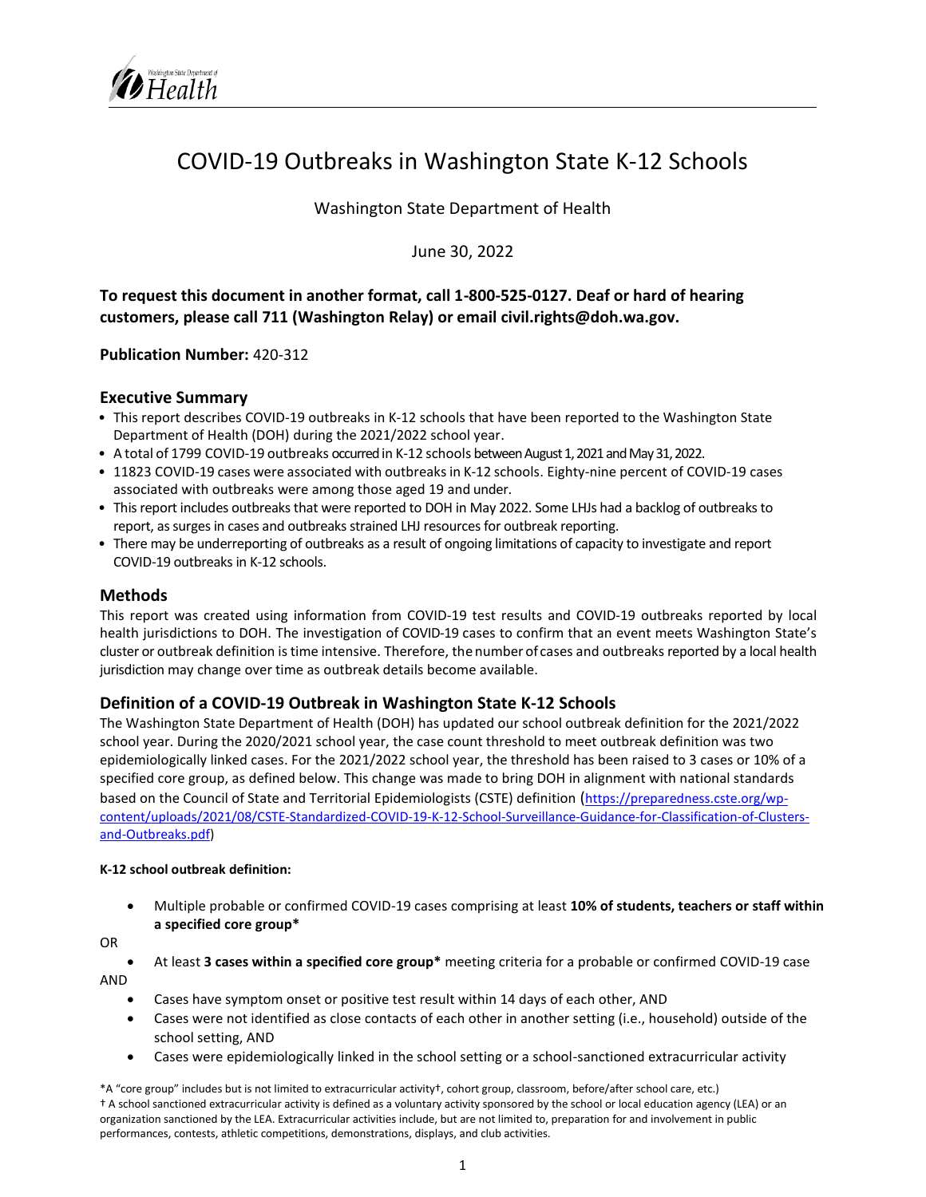# COVID-19 Outbreaks in Washington State K-12 Schools

Washington State Department of Health

June 30, 2022

**To request this document in another format, call 1-800-525-0127. Deaf or hard of hearing customers, please call 711 (Washington Relay) or email civil.rights@doh.wa.gov.**

**Publication Number:** 420-312

## Executive Summary

- This report describes COVID-19 outbreaks in K-12 schools that have been reported to the Washington State Department of Health (DOH) during the 2021/2022 school year.
- A total of 1799 COVID-19 outbreaks occurred in K-12 schools between August 1, 2021 and May 31, 2022.
- 11823 COVID-19 cases were associated with outbreaks in K-12 schools. Eighty-nine percent of COVID-19 cases associated with outbreaks were among those aged 19 and under.
- This report includes outbreaks that were reported to DOH in May 2022. Some LHJs had a backlog of outbreaks to report, as surges in cases and outbreaks strained LHJ resources for outbreak reporting.
- There may be underreporting of outbreaks as a result of ongoing limitations of capacity to investigate and report COVID-19 outbreaks in K-12 schools.

## Methods

This report was created using information from COVID-19 test results and COVID-19 outbreaks reported by local health jurisdictions to DOH. The investigation of COVID-19 cases to confirm that an event meets Washington State's cluster or outbreak definition is time intensive. Therefore, the number of cases and outbreaks reported by a local health jurisdiction may change over time as outbreak details become available.

## Definition of a COVID-19 Outbreak in Washington State K-12 Schools

The Washington State Department of Health (DOH) has updated our school outbreak definition for the 2021/2022 school year. During the 2020/2021 school year, the case count threshold to meet outbreak definition was two epidemiologically linked cases. For the 2021/2022 school year, the threshold has been raised to 3 cases or 10% of a specified core group, as defined below. This change was made to bring DOH in alignment with national standards based on the Council of State and Territorial Epidemiologists (CSTE) definition (https://preparedness.cste.org/wp-content/uploads/2021/08/CSTE-Standardized-COVID-19-K-12-School-Surveillance-Guidance-for-Classification-of-Clusters-and-Outbreaks.pdf)

**K-12 school outbreak definition:**

- Multiple probable or confirmed COVID-19 cases comprising at least **10% of students, teachers or staff within a specified core group***

OR

- At least **3 cases within a specified core group*** meeting criteria for a probable or confirmed COVID-19 case

AND

- Cases have symptom onset or positive test result within 14 days of each other, AND
- Cases were not identified as close contacts of each other in another setting (i.e., household) outside of the school setting, AND
- Cases were epidemiologically linked in the school setting or a school-sanctioned extracurricular activity

*A "core group" includes but is not limited to extracurricular activity†, cohort group, classroom, before/after school care, etc.)

† A school sanctioned extracurricular activity is defined as a voluntary activity sponsored by the school or local education agency (LEA) or an organization sanctioned by the LEA. Extracurricular activities include, but are not limited to, preparation for and involvement in public performances, contests, athletic competitions, demonstrations, displays, and club activities.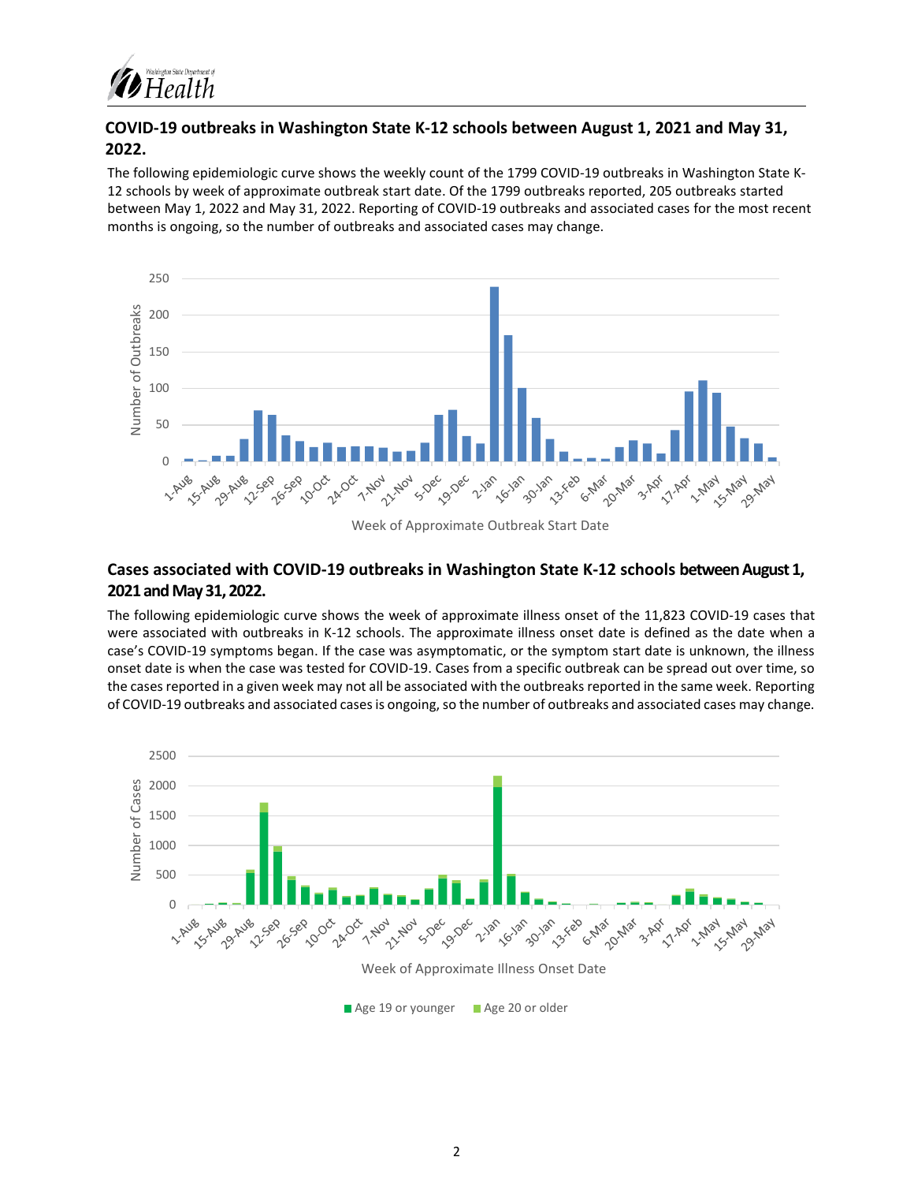## COVID-19 outbreaks in Washington State K-12 schools between August 1, 2021 and May 31, 2022.

The following epidemiologic curve shows the weekly count of the 1799 COVID-19 outbreaks in Washington State K-12 schools by week of approximate outbreak start date. Of the 1799 outbreaks reported, 205 outbreaks started between May 1, 2022 and May 31, 2022. Reporting of COVID-19 outbreaks and associated cases for the most recent months is ongoing, so the number of outbreaks and associated cases may change.

## Cases associated with COVID-19 outbreaks in Washington State K-12 schools between August 1, 2021 and May 31, 2022.

The following epidemiologic curve shows the week of approximate illness onset of the 11,823 COVID-19 cases that were associated with outbreaks in K-12 schools. The approximate illness onset date is defined as the date when a case's COVID-19 symptoms began. If the case was asymptomatic, or the symptom start date is unknown, the illness onset date is when the case was tested for COVID-19. Cases from a specific outbreak can be spread out over time, so the cases reported in a given week may not all be associated with the outbreaks reported in the same week. Reporting of COVID-19 outbreaks and associated cases is ongoing, so the number of outbreaks and associated cases may change.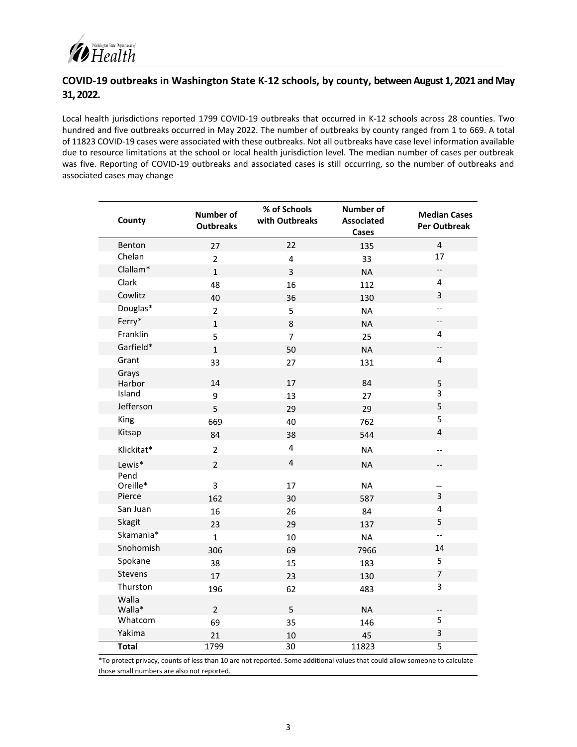## COVID-19 outbreaks in Washington State K-12 schools, by county, between August 1, 2021 and May 31, 2022.

Local health jurisdictions reported 1799 COVID-19 outbreaks that occurred in K-12 schools across 28 counties. Two hundred and five outbreaks occurred in May 2022. The number of outbreaks by county ranged from 1 to 669. A total of 11823 COVID-19 cases were associated with these outbreaks. Not all outbreaks have case level information available due to resource limitations at the school or local health jurisdiction level. The median number of cases per outbreak was five. Reporting of COVID-19 outbreaks and associated cases is still occurring, so the number of outbreaks and associated cases may change

| County | Number of Outbreaks | % of Schools with Outbreaks | Number of Associated Cases | Median Cases Per Outbreak |
|---|---|---|---|---|
| Benton | 27 | 22 | 135 | 4 |
| Chelan | 2 | 4 | 33 | 17 |
| Clallam* | 1 | 3 | NA | -- |
| Clark | 48 | 16 | 112 | 4 |
| Cowlitz | 40 | 36 | 130 | 3 |
| Douglas* | 2 | 5 | NA | -- |
| Ferry* | 1 | 8 | NA | -- |
| Franklin | 5 | 7 | 25 | 4 |
| Garfield* | 1 | 50 | NA | -- |
| Grant | 33 | 27 | 131 | 4 |
| Grays Harbor | 14 | 17 | 84 | 5 |
| Island | 9 | 13 | 27 | 3 |
| Jefferson | 5 | 29 | 29 | 5 |
| King | 669 | 40 | 762 | 5 |
| Kitsap | 84 | 38 | 544 | 4 |
| Klickitat* | 2 | 4 | NA | -- |
| Lewis* | 2 | 4 | NA | -- |
| Pend Oreille* | 3 | 17 | NA | -- |
| Pierce | 162 | 30 | 587 | 3 |
| San Juan | 16 | 26 | 84 | 4 |
| Skagit | 23 | 29 | 137 | 5 |
| Skamania* | 1 | 10 | NA | -- |
| Snohomish | 306 | 69 | 7966 | 14 |
| Spokane | 38 | 15 | 183 | 5 |
| Stevens | 17 | 23 | 130 | 7 |
| Thurston | 196 | 62 | 483 | 3 |
| Walla Walla* | 2 | 5 | NA | -- |
| Whatcom | 69 | 35 | 146 | 5 |
| Yakima | 21 | 10 | 45 | 3 |
| **Total** | 1799 | 30 | 11823 | 5 |

*To protect privacy, counts of less than 10 are not reported. Some additional values that could allow someone to calculate those small numbers are also not reported.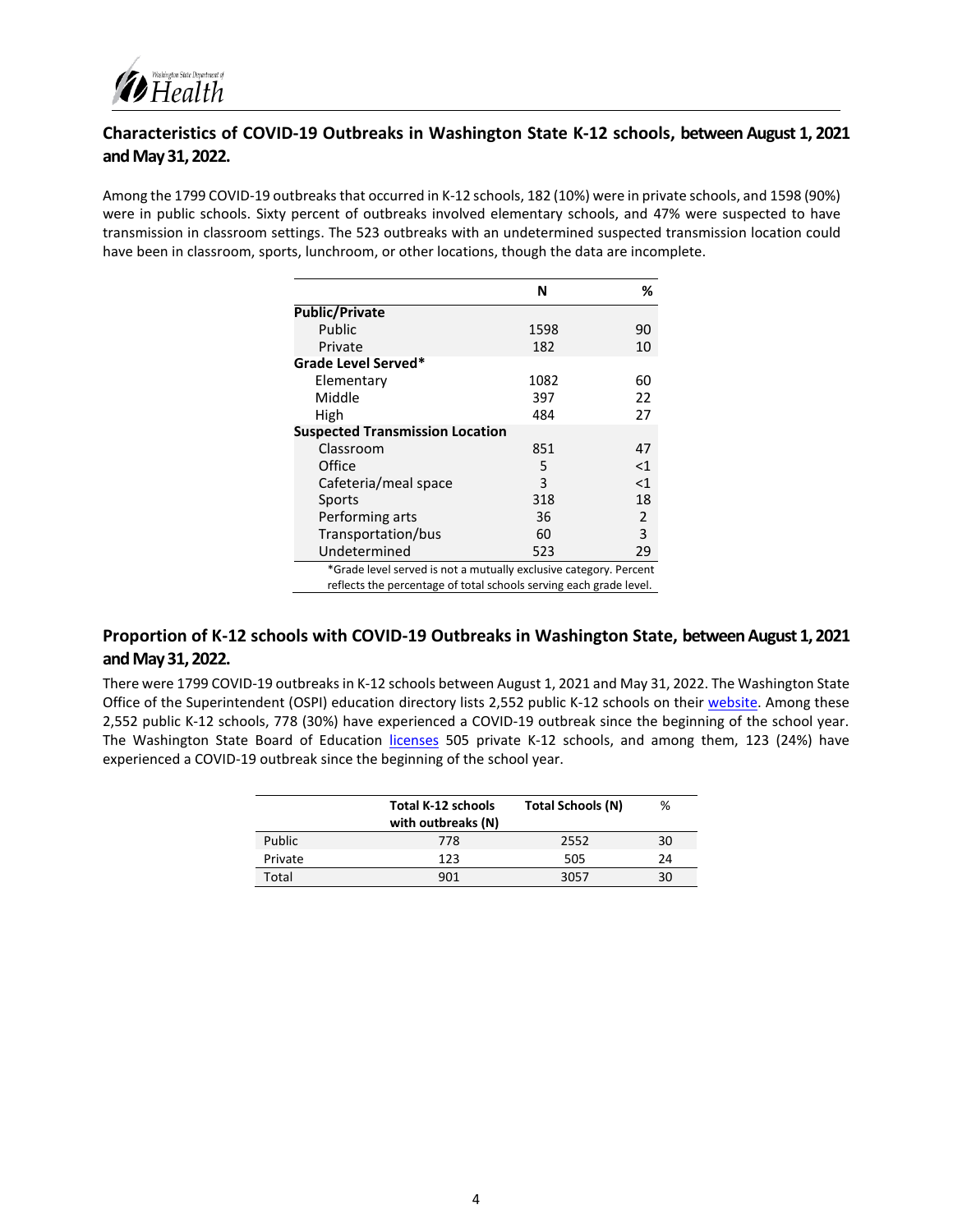## Characteristics of COVID-19 Outbreaks in Washington State K-12 schools, between August 1, 2021 and May 31, 2022.

Among the 1799 COVID-19 outbreaks that occurred in K-12 schools, 182 (10%) were in private schools, and 1598 (90%) were in public schools. Sixty percent of outbreaks involved elementary schools, and 47% were suspected to have transmission in classroom settings. The 523 outbreaks with an undetermined suspected transmission location could have been in classroom, sports, lunchroom, or other locations, though the data are incomplete.

| | N | % |
|---|---|---|
| **Public/Private** | | |
| Public | 1598 | 90 |
| Private | 182 | 10 |
| **Grade Level Served*** | | |
| Elementary | 1082 | 60 |
| Middle | 397 | 22 |
| High | 484 | 27 |
| **Suspected Transmission Location** | | |
| Classroom | 851 | 47 |
| Office | 5 | <1 |
| Cafeteria/meal space | 3 | <1 |
| Sports | 318 | 18 |
| Performing arts | 36 | 2 |
| Transportation/bus | 60 | 3 |
| Undetermined | 523 | 29 |

*Grade level served is not a mutually exclusive category. Percent reflects the percentage of total schools serving each grade level.

## Proportion of K-12 schools with COVID-19 Outbreaks in Washington State, between August 1, 2021 and May 31, 2022.

There were 1799 COVID-19 outbreaks in K-12 schools between August 1, 2021 and May 31, 2022. The Washington State Office of the Superintendent (OSPI) education directory lists 2,552 public K-12 schools on their website. Among these 2,552 public K-12 schools, 778 (30%) have experienced a COVID-19 outbreak since the beginning of the school year. The Washington State Board of Education licenses 505 private K-12 schools, and among them, 123 (24%) have experienced a COVID-19 outbreak since the beginning of the school year.

| | Total K-12 schools with outbreaks (N) | Total Schools (N) | % |
|---|---|---|---|
| Public | 778 | 2552 | 30 |
| Private | 123 | 505 | 24 |
| Total | 901 | 3057 | 30 |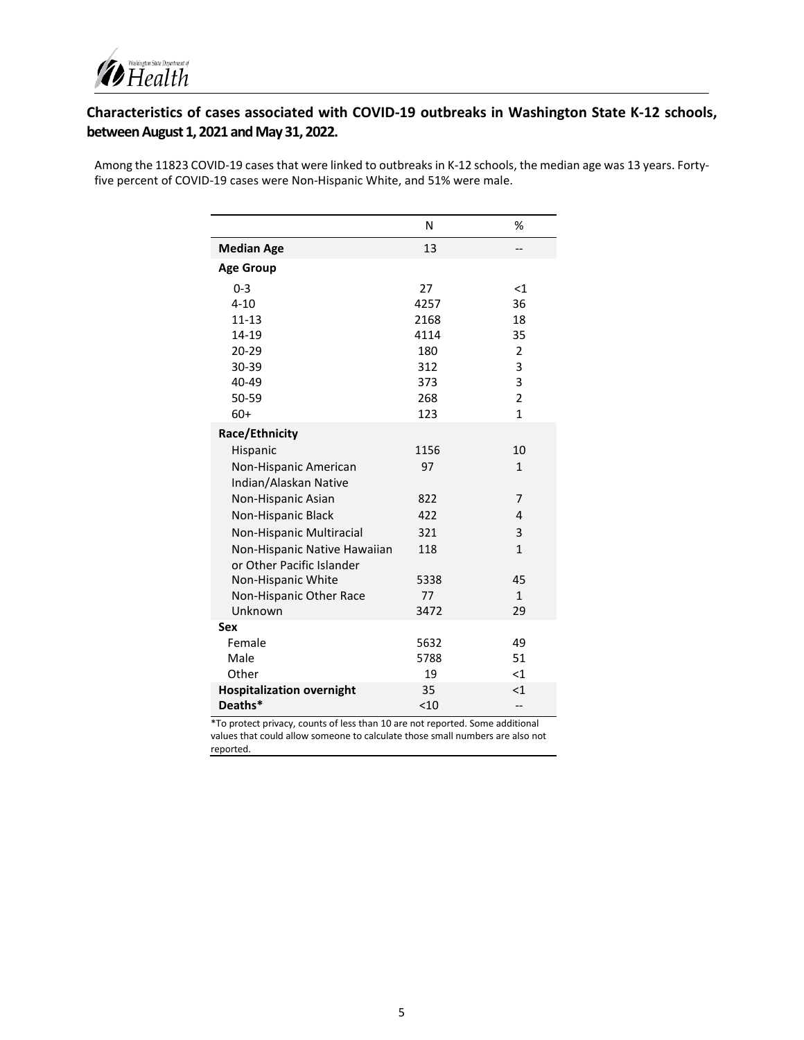## Characteristics of cases associated with COVID-19 outbreaks in Washington State K-12 schools, between August 1, 2021 and May 31, 2022.

Among the 11823 COVID-19 cases that were linked to outbreaks in K-12 schools, the median age was 13 years. Forty-five percent of COVID-19 cases were Non-Hispanic White, and 51% were male.

| | N | % |
|---|---|---|
| **Median Age** | 13 | -- |
| **Age Group** | | |
| 0-3 | 27 | <1 |
| 4-10 | 4257 | 36 |
| 11-13 | 2168 | 18 |
| 14-19 | 4114 | 35 |
| 20-29 | 180 | 2 |
| 30-39 | 312 | 3 |
| 40-49 | 373 | 3 |
| 50-59 | 268 | 2 |
| 60+ | 123 | 1 |
| **Race/Ethnicity** | | |
| Hispanic | 1156 | 10 |
| Non-Hispanic American Indian/Alaskan Native | 97 | 1 |
| Non-Hispanic Asian | 822 | 7 |
| Non-Hispanic Black | 422 | 4 |
| Non-Hispanic Multiracial | 321 | 3 |
| Non-Hispanic Native Hawaiian or Other Pacific Islander | 118 | 1 |
| Non-Hispanic White | 5338 | 45 |
| Non-Hispanic Other Race | 77 | 1 |
| Unknown | 3472 | 29 |
| **Sex** | | |
| Female | 5632 | 49 |
| Male | 5788 | 51 |
| Other | 19 | <1 |
| **Hospitalization overnight** | 35 | <1 |
| **Deaths*** | <10 | -- |

*To protect privacy, counts of less than 10 are not reported. Some additional values that could allow someone to calculate those small numbers are also not reported.